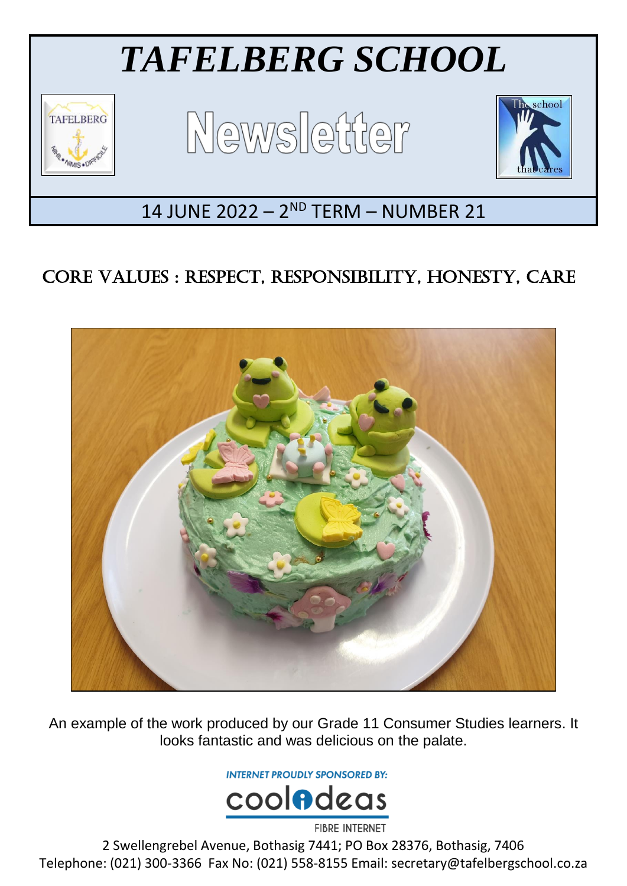# *TAFELBERG SCHOOL*

# Newsletter

14 JUNE 2022 – 2ND TERM – NUMBER 21

## CORE VALUES : RESPECT, RESPONSIBILITY, HONESTY, CARE

An example of the work produced by our Grade 11 Consumer Studies learners. It looks fantastic and was delicious on the palate.

INTERNET PROUDLY SPONSORED BY: coolideas FIBRE INTERNET

2 Swellengrebel Avenue, Bothasig 7441; PO Box 28376, Bothasig, 7406
Telephone: (021) 300-3366 Fax No: (021) 558-8155 Email: secretary@tafelbergschool.co.za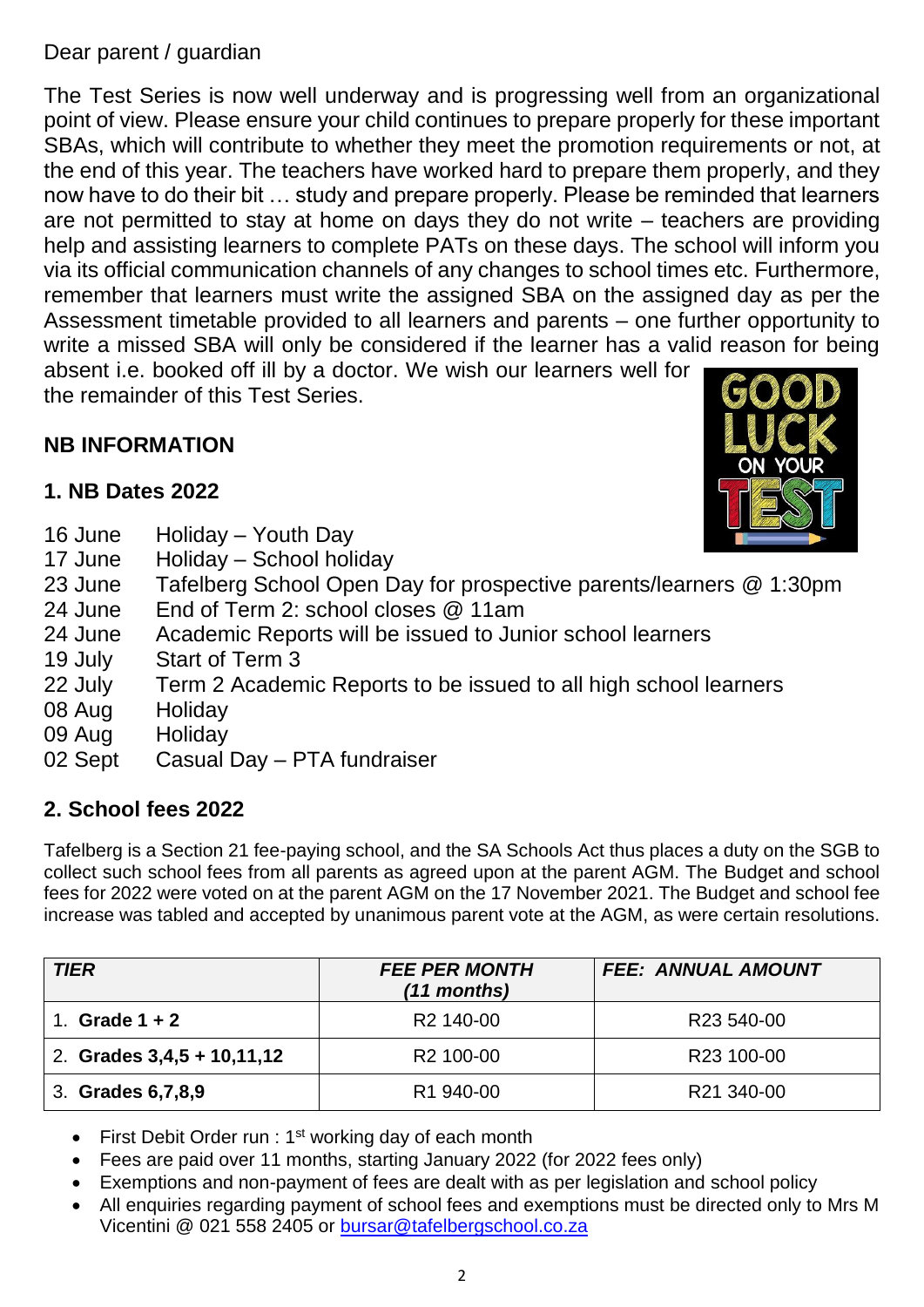Dear parent / guardian

The Test Series is now well underway and is progressing well from an organizational point of view. Please ensure your child continues to prepare properly for these important SBAs, which will contribute to whether they meet the promotion requirements or not, at the end of this year. The teachers have worked hard to prepare them properly, and they now have to do their bit … study and prepare properly. Please be reminded that learners are not permitted to stay at home on days they do not write – teachers are providing help and assisting learners to complete PATs on these days. The school will inform you via its official communication channels of any changes to school times etc. Furthermore, remember that learners must write the assigned SBA on the assigned day as per the Assessment timetable provided to all learners and parents – one further opportunity to write a missed SBA will only be considered if the learner has a valid reason for being absent i.e. booked off ill by a doctor. We wish our learners well for the remainder of this Test Series.

## NB INFORMATION

### 1. NB Dates 2022

| | |
|---|---|
| 16 June | Holiday – Youth Day |
| 17 June | Holiday – School holiday |
| 23 June | Tafelberg School Open Day for prospective parents/learners @ 1:30pm |
| 24 June | End of Term 2: school closes @ 11am |
| 24 June | Academic Reports will be issued to Junior school learners |
| 19 July | Start of Term 3 |
| 22 July | Term 2 Academic Reports to be issued to all high school learners |
| 08 Aug | Holiday |
| 09 Aug | Holiday |
| 02 Sept | Casual Day – PTA fundraiser |

### 2. School fees 2022

Tafelberg is a Section 21 fee-paying school, and the SA Schools Act thus places a duty on the SGB to collect such school fees from all parents as agreed upon at the parent AGM. The Budget and school fees for 2022 were voted on at the parent AGM on the 17 November 2021. The Budget and school fee increase was tabled and accepted by unanimous parent vote at the AGM, as were certain resolutions.

| ***TIER*** | ***FEE PER MONTH (11 months)*** | ***FEE: ANNUAL AMOUNT*** |
|---|---|---|
| 1. **Grade 1 + 2** | R2 140-00 | R23 540-00 |
| 2. **Grades 3,4,5 + 10,11,12** | R2 100-00 | R23 100-00 |
| 3. **Grades 6,7,8,9** | R1 940-00 | R21 340-00 |

- First Debit Order run : 1st working day of each month
- Fees are paid over 11 months, starting January 2022 (for 2022 fees only)
- Exemptions and non-payment of fees are dealt with as per legislation and school policy
- All enquiries regarding payment of school fees and exemptions must be directed only to Mrs M Vicentini @ 021 558 2405 or bursar@tafelbergschool.co.za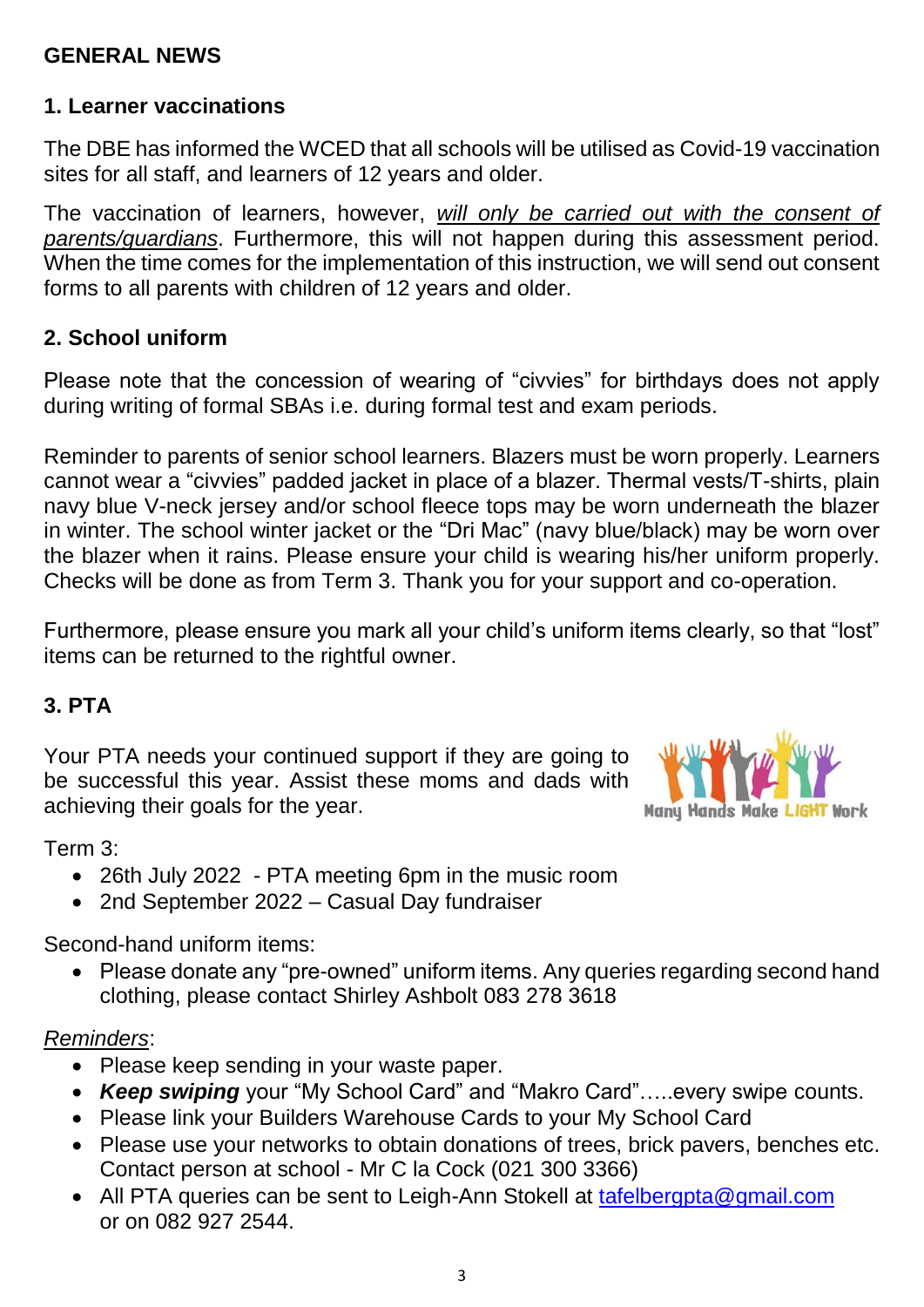## GENERAL NEWS

### 1. Learner vaccinations

The DBE has informed the WCED that all schools will be utilised as Covid-19 vaccination sites for all staff, and learners of 12 years and older.

The vaccination of learners, however, *will only be carried out with the consent of parents/guardians*. Furthermore, this will not happen during this assessment period. When the time comes for the implementation of this instruction, we will send out consent forms to all parents with children of 12 years and older.

### 2. School uniform

Please note that the concession of wearing of "civvies" for birthdays does not apply during writing of formal SBAs i.e. during formal test and exam periods.

Reminder to parents of senior school learners. Blazers must be worn properly. Learners cannot wear a "civvies" padded jacket in place of a blazer. Thermal vests/T-shirts, plain navy blue V-neck jersey and/or school fleece tops may be worn underneath the blazer in winter. The school winter jacket or the "Dri Mac" (navy blue/black) may be worn over the blazer when it rains. Please ensure your child is wearing his/her uniform properly. Checks will be done as from Term 3. Thank you for your support and co-operation.

Furthermore, please ensure you mark all your child's uniform items clearly, so that "lost" items can be returned to the rightful owner.

### 3. PTA

Your PTA needs your continued support if they are going to be successful this year. Assist these moms and dads with achieving their goals for the year.

Many Hands Make LIGHT Work

Term 3:

- 26th July 2022 - PTA meeting 6pm in the music room
- 2nd September 2022 – Casual Day fundraiser

Second-hand uniform items:

- Please donate any "pre-owned" uniform items. Any queries regarding second hand clothing, please contact Shirley Ashbolt 083 278 3618

*Reminders*:

- Please keep sending in your waste paper.
- ***Keep swiping*** your "My School Card" and "Makro Card"…..every swipe counts.
- Please link your Builders Warehouse Cards to your My School Card
- Please use your networks to obtain donations of trees, brick pavers, benches etc. Contact person at school - Mr C la Cock (021 300 3366)
- All PTA queries can be sent to Leigh-Ann Stokell at tafelbergpta@gmail.com or on 082 927 2544.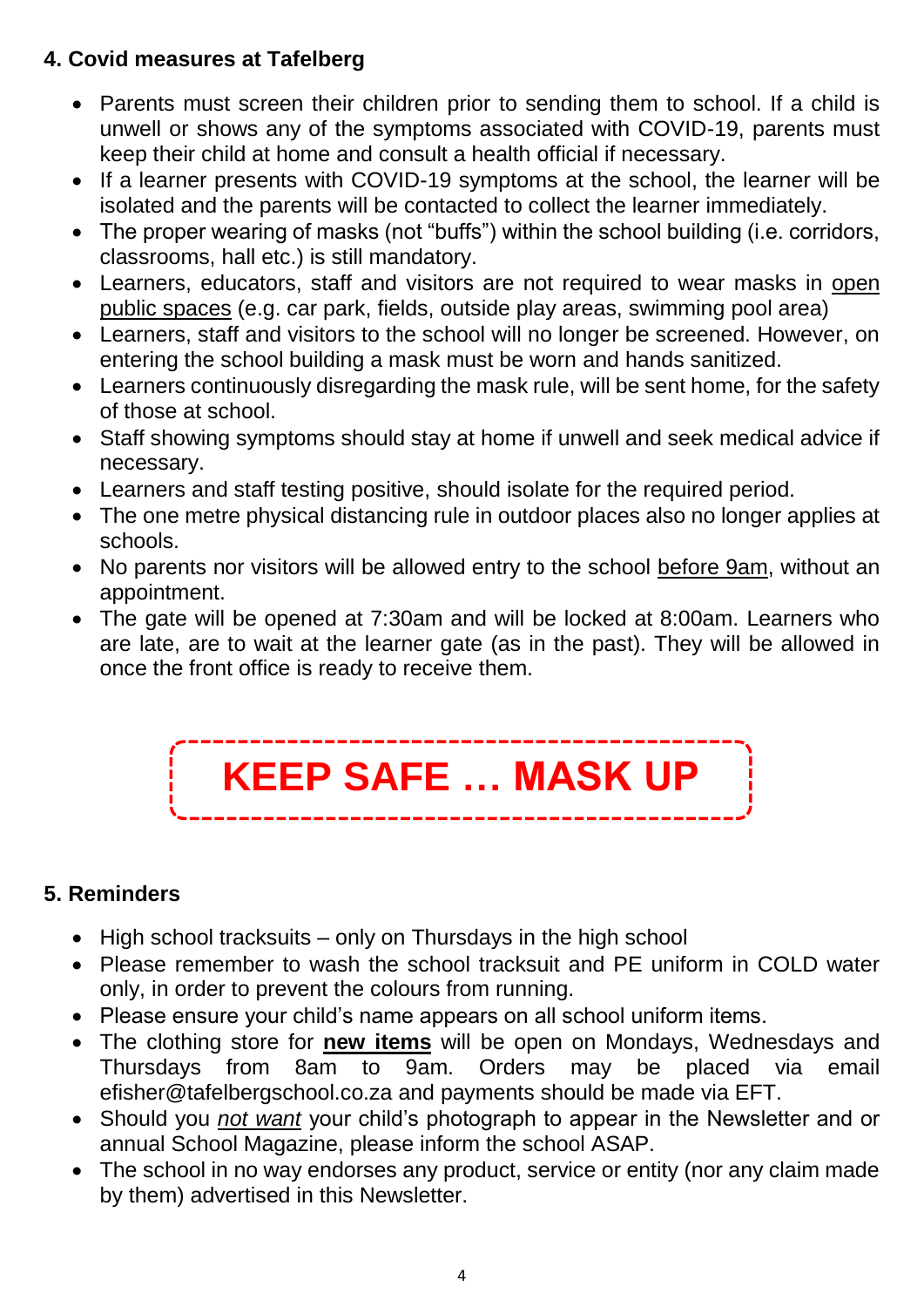## 4. Covid measures at Tafelberg

- Parents must screen their children prior to sending them to school. If a child is unwell or shows any of the symptoms associated with COVID-19, parents must keep their child at home and consult a health official if necessary.
- If a learner presents with COVID-19 symptoms at the school, the learner will be isolated and the parents will be contacted to collect the learner immediately.
- The proper wearing of masks (not "buffs") within the school building (i.e. corridors, classrooms, hall etc.) is still mandatory.
- Learners, educators, staff and visitors are not required to wear masks in <u>open public spaces</u> (e.g. car park, fields, outside play areas, swimming pool area)
- Learners, staff and visitors to the school will no longer be screened. However, on entering the school building a mask must be worn and hands sanitized.
- Learners continuously disregarding the mask rule, will be sent home, for the safety of those at school.
- Staff showing symptoms should stay at home if unwell and seek medical advice if necessary.
- Learners and staff testing positive, should isolate for the required period.
- The one metre physical distancing rule in outdoor places also no longer applies at schools.
- No parents nor visitors will be allowed entry to the school <u>before 9am</u>, without an appointment.
- The gate will be opened at 7:30am and will be locked at 8:00am. Learners who are late, are to wait at the learner gate (as in the past). They will be allowed in once the front office is ready to receive them.

**KEEP SAFE … MASK UP**

## 5. Reminders

- High school tracksuits – only on Thursdays in the high school
- Please remember to wash the school tracksuit and PE uniform in COLD water only, in order to prevent the colours from running.
- Please ensure your child's name appears on all school uniform items.
- The clothing store for **<u>new items</u>** will be open on Mondays, Wednesdays and Thursdays from 8am to 9am. Orders may be placed via email efisher@tafelbergschool.co.za and payments should be made via EFT.
- Should you *<u>not want</u>* your child's photograph to appear in the Newsletter and or annual School Magazine, please inform the school ASAP.
- The school in no way endorses any product, service or entity (nor any claim made by them) advertised in this Newsletter.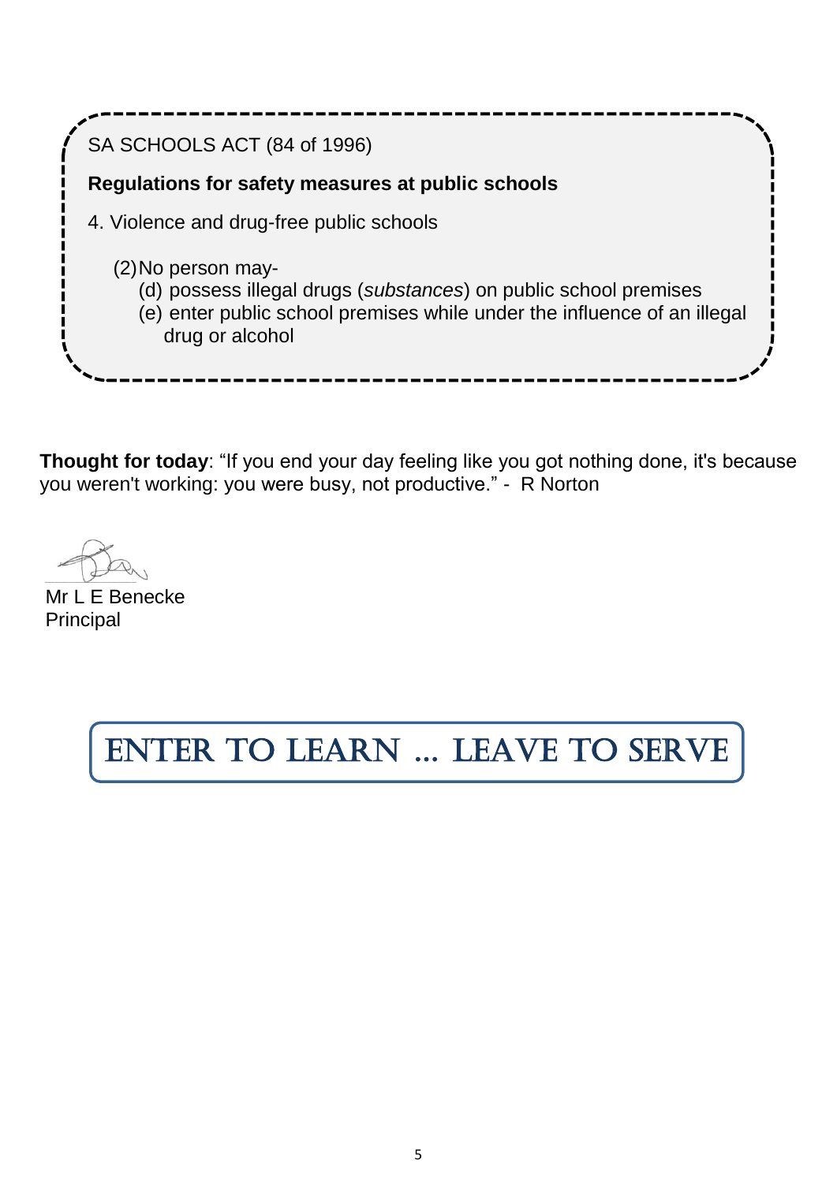SA SCHOOLS ACT (84 of 1996)

**Regulations for safety measures at public schools**

4. Violence and drug-free public schools

(2) No person may-

(d) possess illegal drugs (*substances*) on public school premises

(e) enter public school premises while under the influence of an illegal drug or alcohol

**Thought for today**: "If you end your day feeling like you got nothing done, it's because you weren't working: you were busy, not productive." - R Norton

Mr L E Benecke
Principal

ENTER TO LEARN … LEAVE TO SERVE